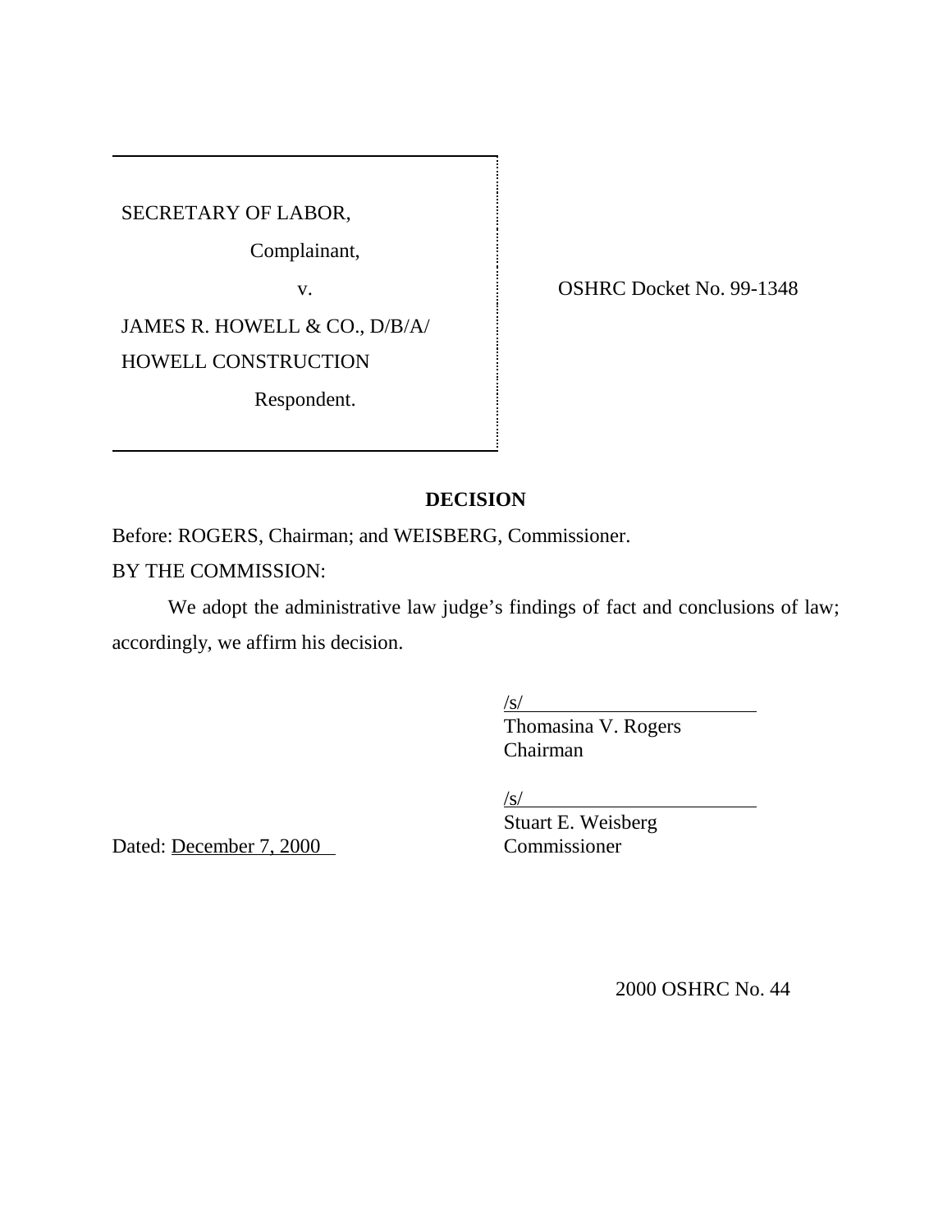SECRETARY OF LABOR,

Complainant,

v.

JAMES R. HOWELL & CO., D/B/A/ HOWELL CONSTRUCTION

Respondent.

OSHRC Docket No. 99-1348

## DECISION

Before: ROGERS, Chairman; and WEISBERG, Commissioner.

BY THE COMMISSION:

We adopt the administrative law judge's findings of fact and conclusions of law; accordingly, we affirm his decision.

/s/
Thomasina V. Rogers
Chairman

/s/
Stuart E. Weisberg
Commissioner

Dated: December 7, 2000

2000 OSHRC No. 44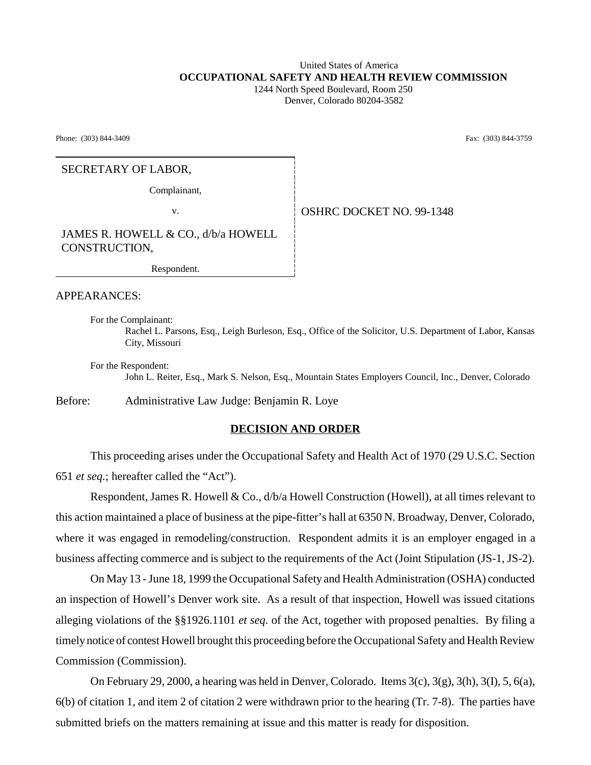United States of America
**OCCUPATIONAL SAFETY AND HEALTH REVIEW COMMISSION**
1244 North Speed Boulevard, Room 250
Denver, Colorado 80204-3582

Phone: (303) 844-3409 Fax: (303) 844-3759

SECRETARY OF LABOR,

Complainant,

v.

JAMES R. HOWELL & CO., d/b/a HOWELL CONSTRUCTION,

Respondent.

OSHRC DOCKET NO. 99-1348

APPEARANCES:

For the Complainant:
Rachel L. Parsons, Esq., Leigh Burleson, Esq., Office of the Solicitor, U.S. Department of Labor, Kansas City, Missouri

For the Respondent:
John L. Reiter, Esq., Mark S. Nelson, Esq., Mountain States Employers Council, Inc., Denver, Colorado

Before: Administrative Law Judge: Benjamin R. Loye

## DECISION AND ORDER

This proceeding arises under the Occupational Safety and Health Act of 1970 (29 U.S.C. Section 651 *et seq.*; hereafter called the "Act").

Respondent, James R. Howell & Co., d/b/a Howell Construction (Howell), at all times relevant to this action maintained a place of business at the pipe-fitter's hall at 6350 N. Broadway, Denver, Colorado, where it was engaged in remodeling/construction. Respondent admits it is an employer engaged in a business affecting commerce and is subject to the requirements of the Act (Joint Stipulation (JS-1, JS-2).

On May 13 - June 18, 1999 the Occupational Safety and Health Administration (OSHA) conducted an inspection of Howell's Denver work site. As a result of that inspection, Howell was issued citations alleging violations of the §§1926.1101 *et seq.* of the Act, together with proposed penalties. By filing a timely notice of contest Howell brought this proceeding before the Occupational Safety and Health Review Commission (Commission).

On February 29, 2000, a hearing was held in Denver, Colorado. Items 3(c), 3(g), 3(h), 3(I), 5, 6(a), 6(b) of citation 1, and item 2 of citation 2 were withdrawn prior to the hearing (Tr. 7-8). The parties have submitted briefs on the matters remaining at issue and this matter is ready for disposition.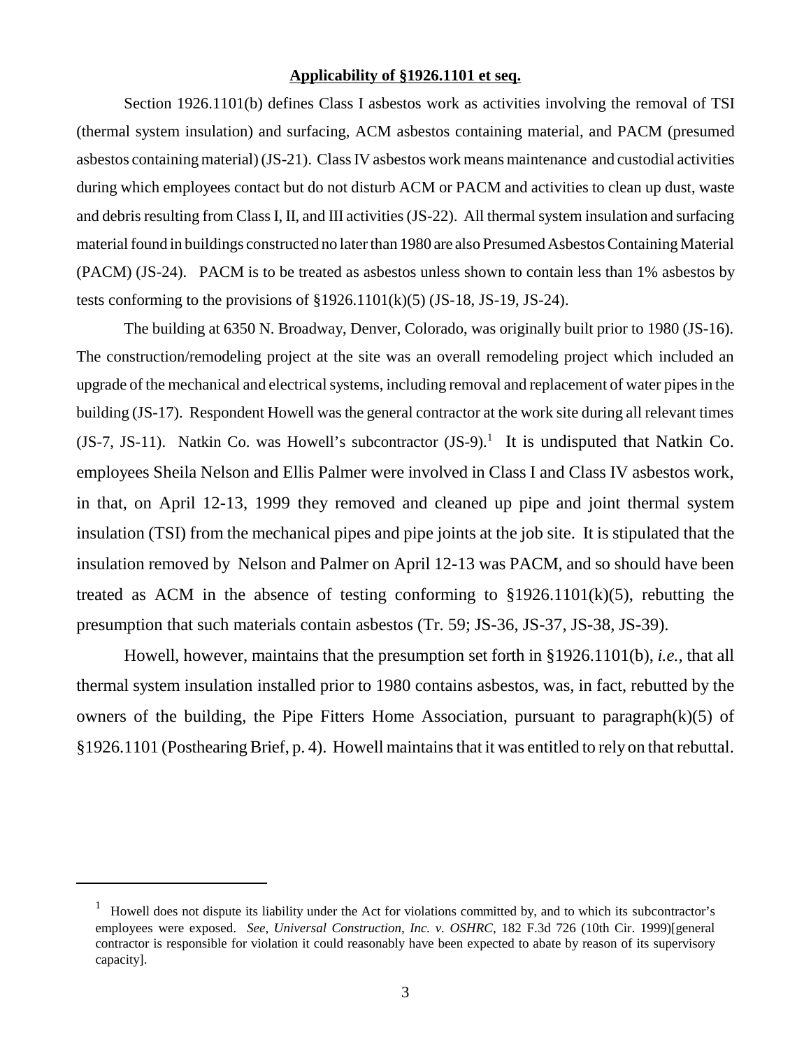**Applicability of §1926.1101 et seq.**

Section 1926.1101(b) defines Class I asbestos work as activities involving the removal of TSI (thermal system insulation) and surfacing, ACM asbestos containing material, and PACM (presumed asbestos containing material) (JS-21). Class IV asbestos work means maintenance and custodial activities during which employees contact but do not disturb ACM or PACM and activities to clean up dust, waste and debris resulting from Class I, II, and III activities (JS-22). All thermal system insulation and surfacing material found in buildings constructed no later than 1980 are also Presumed Asbestos Containing Material (PACM) (JS-24). PACM is to be treated as asbestos unless shown to contain less than 1% asbestos by tests conforming to the provisions of §1926.1101(k)(5) (JS-18, JS-19, JS-24).

The building at 6350 N. Broadway, Denver, Colorado, was originally built prior to 1980 (JS-16). The construction/remodeling project at the site was an overall remodeling project which included an upgrade of the mechanical and electrical systems, including removal and replacement of water pipes in the building (JS-17). Respondent Howell was the general contractor at the work site during all relevant times (JS-7, JS-11). Natkin Co. was Howell's subcontractor (JS-9).[1] It is undisputed that Natkin Co. employees Sheila Nelson and Ellis Palmer were involved in Class I and Class IV asbestos work, in that, on April 12-13, 1999 they removed and cleaned up pipe and joint thermal system insulation (TSI) from the mechanical pipes and pipe joints at the job site. It is stipulated that the insulation removed by Nelson and Palmer on April 12-13 was PACM, and so should have been treated as ACM in the absence of testing conforming to §1926.1101(k)(5), rebutting the presumption that such materials contain asbestos (Tr. 59; JS-36, JS-37, JS-38, JS-39).

Howell, however, maintains that the presumption set forth in §1926.1101(b), *i.e.*, that all thermal system insulation installed prior to 1980 contains asbestos, was, in fact, rebutted by the owners of the building, the Pipe Fitters Home Association, pursuant to paragraph(k)(5) of §1926.1101 (Posthearing Brief, p. 4). Howell maintains that it was entitled to rely on that rebuttal.

---

[1] Howell does not dispute its liability under the Act for violations committed by, and to which its subcontractor's employees were exposed. *See, Universal Construction, Inc. v. OSHRC*, 182 F.3d 726 (10th Cir. 1999)[general contractor is responsible for violation it could reasonably have been expected to abate by reason of its supervisory capacity].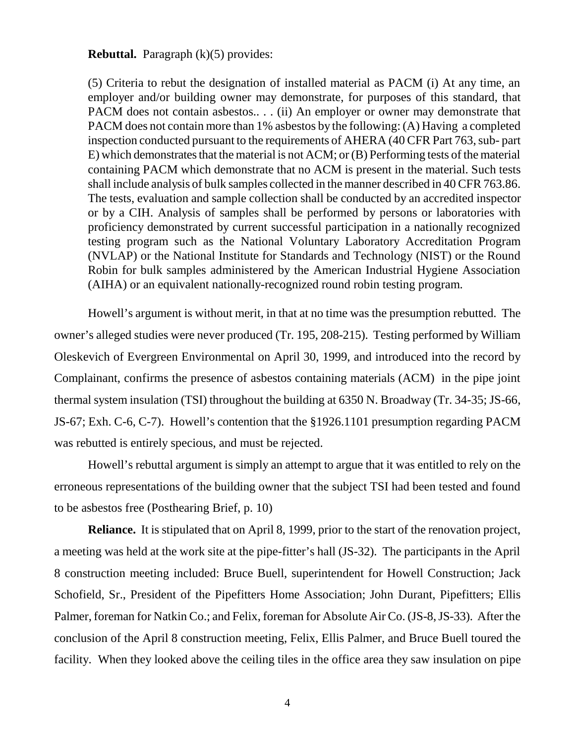**Rebuttal.** Paragraph (k)(5) provides:

> (5) Criteria to rebut the designation of installed material as PACM (i) At any time, an employer and/or building owner may demonstrate, for purposes of this standard, that PACM does not contain asbestos.. . . (ii) An employer or owner may demonstrate that PACM does not contain more than 1% asbestos by the following: (A) Having a completed inspection conducted pursuant to the requirements of AHERA (40 CFR Part 763, sub- part E) which demonstrates that the material is not ACM; or (B) Performing tests of the material containing PACM which demonstrate that no ACM is present in the material. Such tests shall include analysis of bulk samples collected in the manner described in 40 CFR 763.86. The tests, evaluation and sample collection shall be conducted by an accredited inspector or by a CIH. Analysis of samples shall be performed by persons or laboratories with proficiency demonstrated by current successful participation in a nationally recognized testing program such as the National Voluntary Laboratory Accreditation Program (NVLAP) or the National Institute for Standards and Technology (NIST) or the Round Robin for bulk samples administered by the American Industrial Hygiene Association (AIHA) or an equivalent nationally-recognized round robin testing program.

Howell's argument is without merit, in that at no time was the presumption rebutted. The owner's alleged studies were never produced (Tr. 195, 208-215). Testing performed by William Oleskevich of Evergreen Environmental on April 30, 1999, and introduced into the record by Complainant, confirms the presence of asbestos containing materials (ACM) in the pipe joint thermal system insulation (TSI) throughout the building at 6350 N. Broadway (Tr. 34-35; JS-66, JS-67; Exh. C-6, C-7). Howell's contention that the §1926.1101 presumption regarding PACM was rebutted is entirely specious, and must be rejected.

Howell's rebuttal argument is simply an attempt to argue that it was entitled to rely on the erroneous representations of the building owner that the subject TSI had been tested and found to be asbestos free (Posthearing Brief, p. 10)

**Reliance.** It is stipulated that on April 8, 1999, prior to the start of the renovation project, a meeting was held at the work site at the pipe-fitter's hall (JS-32). The participants in the April 8 construction meeting included: Bruce Buell, superintendent for Howell Construction; Jack Schofield, Sr., President of the Pipefitters Home Association; John Durant, Pipefitters; Ellis Palmer, foreman for Natkin Co.; and Felix, foreman for Absolute Air Co. (JS-8, JS-33). After the conclusion of the April 8 construction meeting, Felix, Ellis Palmer, and Bruce Buell toured the facility. When they looked above the ceiling tiles in the office area they saw insulation on pipe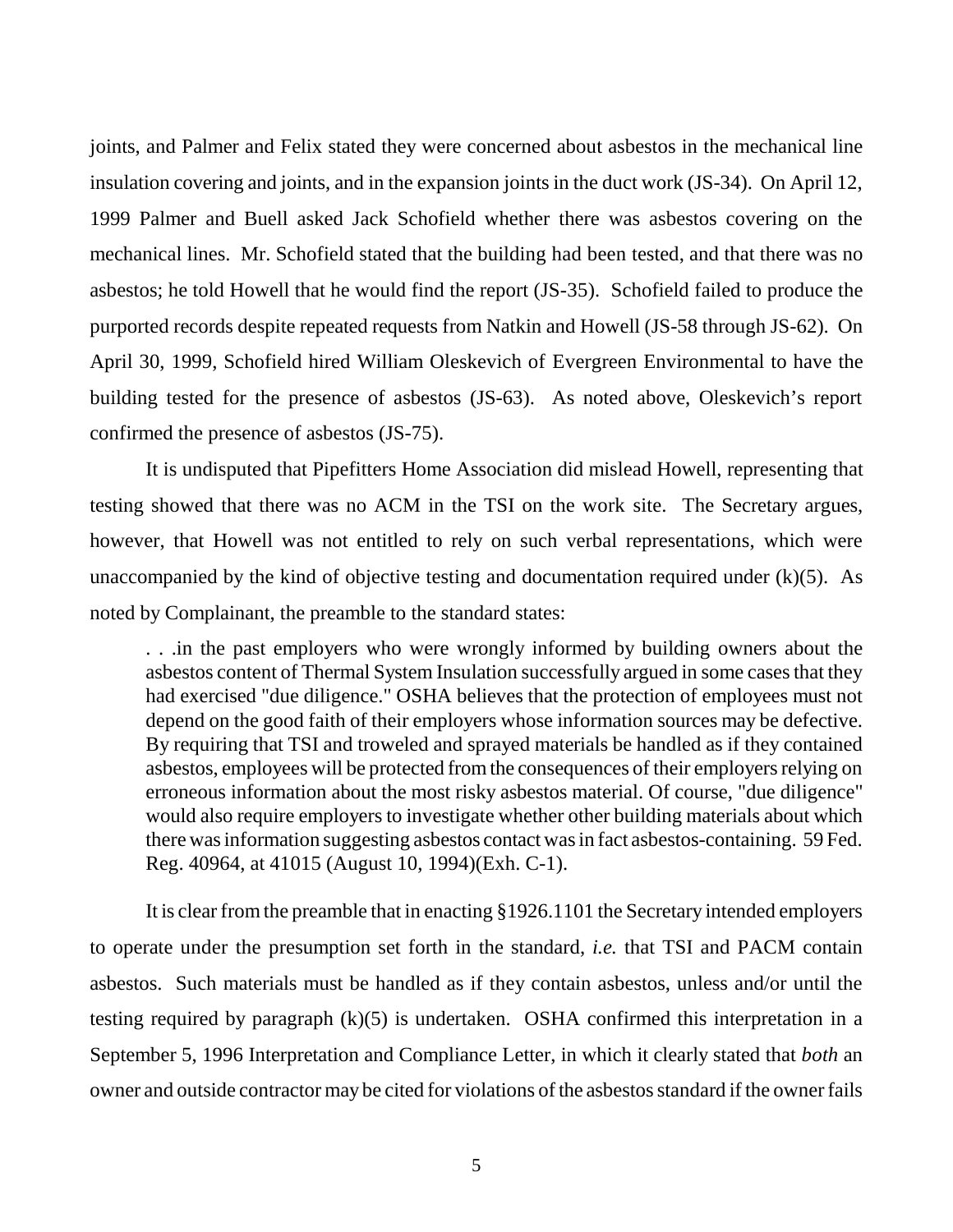joints, and Palmer and Felix stated they were concerned about asbestos in the mechanical line insulation covering and joints, and in the expansion joints in the duct work (JS-34). On April 12, 1999 Palmer and Buell asked Jack Schofield whether there was asbestos covering on the mechanical lines. Mr. Schofield stated that the building had been tested, and that there was no asbestos; he told Howell that he would find the report (JS-35). Schofield failed to produce the purported records despite repeated requests from Natkin and Howell (JS-58 through JS-62). On April 30, 1999, Schofield hired William Oleskevich of Evergreen Environmental to have the building tested for the presence of asbestos (JS-63). As noted above, Oleskevich's report confirmed the presence of asbestos (JS-75).

It is undisputed that Pipefitters Home Association did mislead Howell, representing that testing showed that there was no ACM in the TSI on the work site. The Secretary argues, however, that Howell was not entitled to rely on such verbal representations, which were unaccompanied by the kind of objective testing and documentation required under (k)(5). As noted by Complainant, the preamble to the standard states:

> . . .in the past employers who were wrongly informed by building owners about the asbestos content of Thermal System Insulation successfully argued in some cases that they had exercised "due diligence." OSHA believes that the protection of employees must not depend on the good faith of their employers whose information sources may be defective. By requiring that TSI and troweled and sprayed materials be handled as if they contained asbestos, employees will be protected from the consequences of their employers relying on erroneous information about the most risky asbestos material. Of course, "due diligence" would also require employers to investigate whether other building materials about which there was information suggesting asbestos contact was in fact asbestos-containing. 59 Fed. Reg. 40964, at 41015 (August 10, 1994)(Exh. C-1).

It is clear from the preamble that in enacting §1926.1101 the Secretary intended employers to operate under the presumption set forth in the standard, *i.e.* that TSI and PACM contain asbestos. Such materials must be handled as if they contain asbestos, unless and/or until the testing required by paragraph (k)(5) is undertaken. OSHA confirmed this interpretation in a September 5, 1996 Interpretation and Compliance Letter, in which it clearly stated that *both* an owner and outside contractor may be cited for violations of the asbestos standard if the owner fails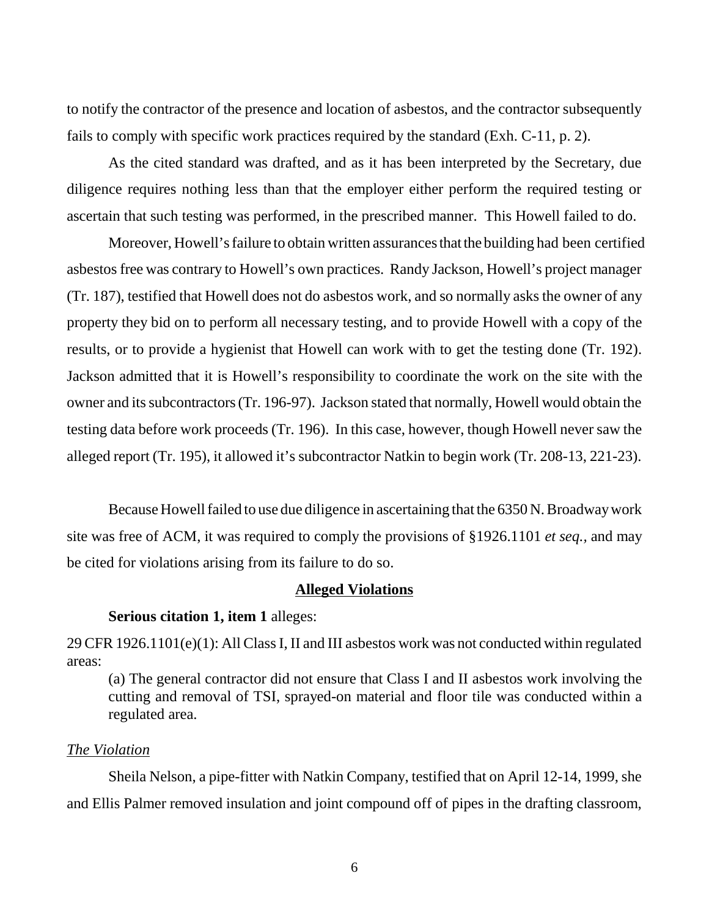to notify the contractor of the presence and location of asbestos, and the contractor subsequently fails to comply with specific work practices required by the standard (Exh. C-11, p. 2).

As the cited standard was drafted, and as it has been interpreted by the Secretary, due diligence requires nothing less than that the employer either perform the required testing or ascertain that such testing was performed, in the prescribed manner. This Howell failed to do.

Moreover, Howell's failure to obtain written assurances that the building had been certified asbestos free was contrary to Howell's own practices. Randy Jackson, Howell's project manager (Tr. 187), testified that Howell does not do asbestos work, and so normally asks the owner of any property they bid on to perform all necessary testing, and to provide Howell with a copy of the results, or to provide a hygienist that Howell can work with to get the testing done (Tr. 192). Jackson admitted that it is Howell's responsibility to coordinate the work on the site with the owner and its subcontractors (Tr. 196-97). Jackson stated that normally, Howell would obtain the testing data before work proceeds (Tr. 196). In this case, however, though Howell never saw the alleged report (Tr. 195), it allowed it's subcontractor Natkin to begin work (Tr. 208-13, 221-23).

Because Howell failed to use due diligence in ascertaining that the 6350 N. Broadway work site was free of ACM, it was required to comply the provisions of §1926.1101 *et seq.,* and may be cited for violations arising from its failure to do so.

## Alleged Violations

**Serious citation 1, item 1** alleges:

29 CFR 1926.1101(e)(1): All Class I, II and III asbestos work was not conducted within regulated areas:

> (a) The general contractor did not ensure that Class I and II asbestos work involving the cutting and removal of TSI, sprayed-on material and floor tile was conducted within a regulated area.

*The Violation*

Sheila Nelson, a pipe-fitter with Natkin Company, testified that on April 12-14, 1999, she and Ellis Palmer removed insulation and joint compound off of pipes in the drafting classroom,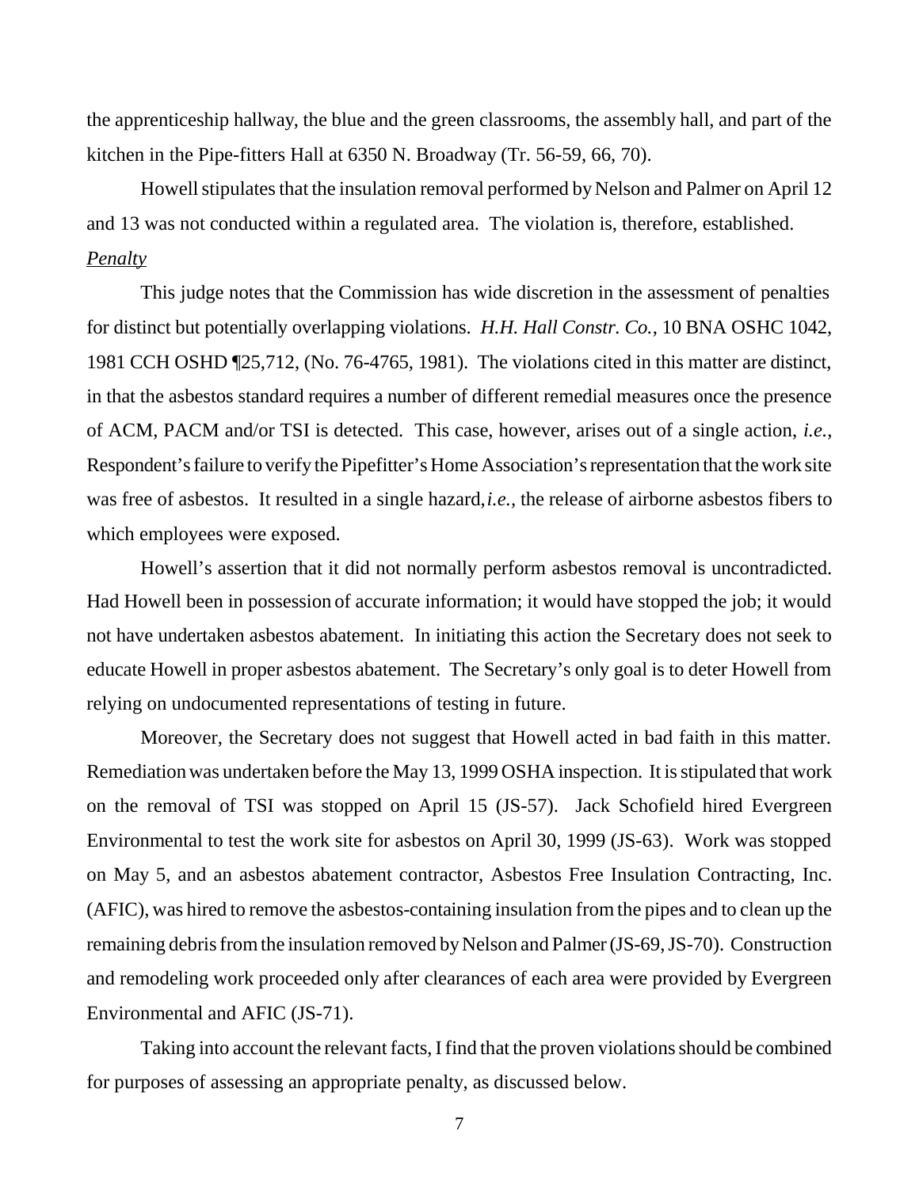the apprenticeship hallway, the blue and the green classrooms, the assembly hall, and part of the kitchen in the Pipe-fitters Hall at 6350 N. Broadway (Tr. 56-59, 66, 70).

Howell stipulates that the insulation removal performed by Nelson and Palmer on April 12 and 13 was not conducted within a regulated area. The violation is, therefore, established.

*Penalty*

This judge notes that the Commission has wide discretion in the assessment of penalties for distinct but potentially overlapping violations. *H.H. Hall Constr. Co.,* 10 BNA OSHC 1042, 1981 CCH OSHD ¶25,712, (No. 76-4765, 1981). The violations cited in this matter are distinct, in that the asbestos standard requires a number of different remedial measures once the presence of ACM, PACM and/or TSI is detected. This case, however, arises out of a single action, *i.e.,* Respondent's failure to verify the Pipefitter's Home Association's representation that the work site was free of asbestos. It resulted in a single hazard, *i.e.,* the release of airborne asbestos fibers to which employees were exposed.

Howell's assertion that it did not normally perform asbestos removal is uncontradicted. Had Howell been in possession of accurate information; it would have stopped the job; it would not have undertaken asbestos abatement. In initiating this action the Secretary does not seek to educate Howell in proper asbestos abatement. The Secretary's only goal is to deter Howell from relying on undocumented representations of testing in future.

Moreover, the Secretary does not suggest that Howell acted in bad faith in this matter. Remediation was undertaken before the May 13, 1999 OSHA inspection. It is stipulated that work on the removal of TSI was stopped on April 15 (JS-57). Jack Schofield hired Evergreen Environmental to test the work site for asbestos on April 30, 1999 (JS-63). Work was stopped on May 5, and an asbestos abatement contractor, Asbestos Free Insulation Contracting, Inc. (AFIC), was hired to remove the asbestos-containing insulation from the pipes and to clean up the remaining debris from the insulation removed by Nelson and Palmer (JS-69, JS-70). Construction and remodeling work proceeded only after clearances of each area were provided by Evergreen Environmental and AFIC (JS-71).

Taking into account the relevant facts, I find that the proven violations should be combined for purposes of assessing an appropriate penalty, as discussed below.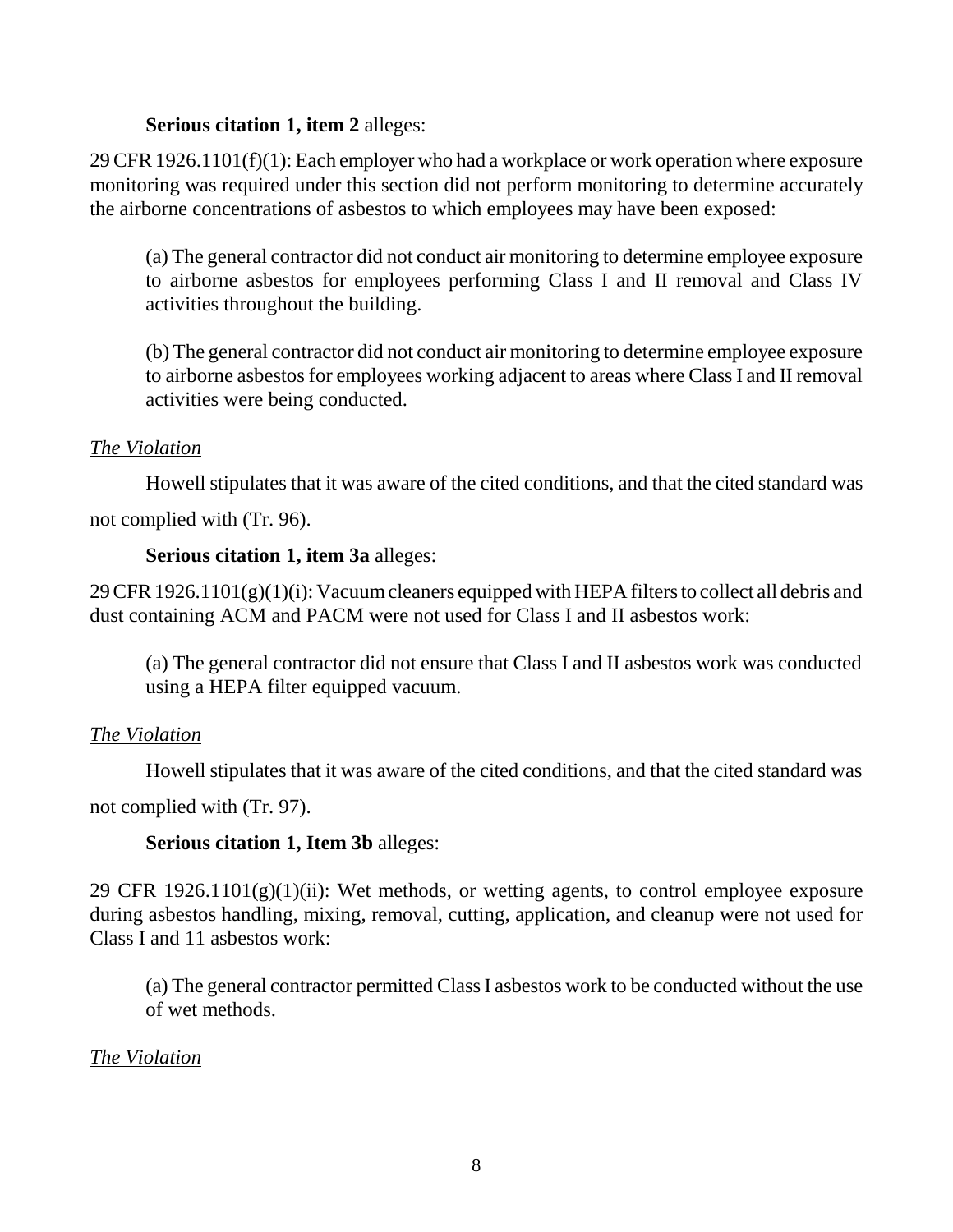**Serious citation 1, item 2** alleges:

29 CFR 1926.1101(f)(1): Each employer who had a workplace or work operation where exposure monitoring was required under this section did not perform monitoring to determine accurately the airborne concentrations of asbestos to which employees may have been exposed:

> (a) The general contractor did not conduct air monitoring to determine employee exposure to airborne asbestos for employees performing Class I and II removal and Class IV activities throughout the building.
>
> (b) The general contractor did not conduct air monitoring to determine employee exposure to airborne asbestos for employees working adjacent to areas where Class I and II removal activities were being conducted.

*The Violation*

Howell stipulates that it was aware of the cited conditions, and that the cited standard was not complied with (Tr. 96).

**Serious citation 1, item 3a** alleges:

29 CFR 1926.1101(g)(1)(i): Vacuum cleaners equipped with HEPA filters to collect all debris and dust containing ACM and PACM were not used for Class I and II asbestos work:

> (a) The general contractor did not ensure that Class I and II asbestos work was conducted using a HEPA filter equipped vacuum.

*The Violation*

Howell stipulates that it was aware of the cited conditions, and that the cited standard was not complied with (Tr. 97).

**Serious citation 1, Item 3b** alleges:

29 CFR 1926.1101(g)(1)(ii): Wet methods, or wetting agents, to control employee exposure during asbestos handling, mixing, removal, cutting, application, and cleanup were not used for Class I and 11 asbestos work:

> (a) The general contractor permitted Class I asbestos work to be conducted without the use of wet methods.

*The Violation*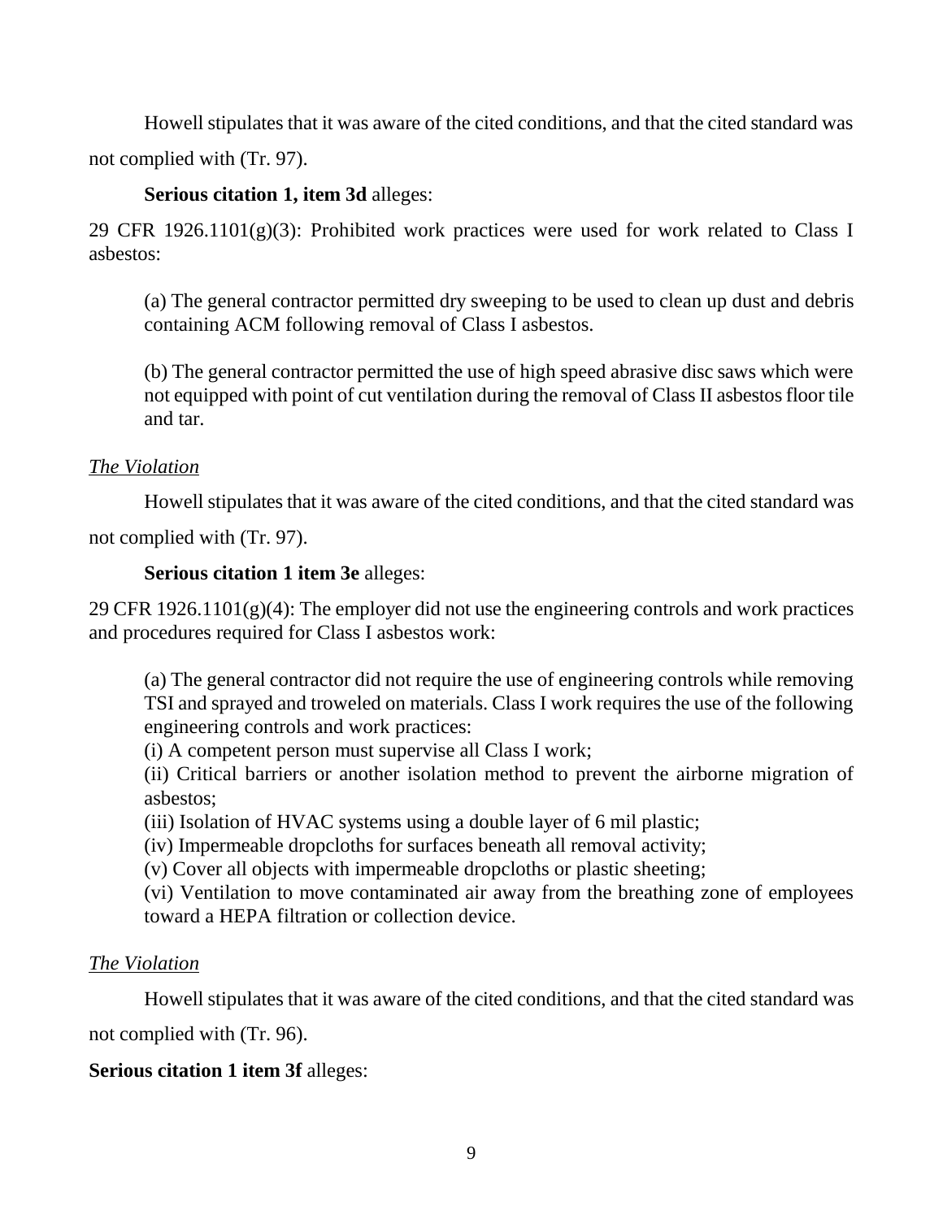Howell stipulates that it was aware of the cited conditions, and that the cited standard was not complied with (Tr. 97).

**Serious citation 1, item 3d** alleges:

29 CFR 1926.1101(g)(3): Prohibited work practices were used for work related to Class I asbestos:

> (a) The general contractor permitted dry sweeping to be used to clean up dust and debris containing ACM following removal of Class I asbestos.
>
> (b) The general contractor permitted the use of high speed abrasive disc saws which were not equipped with point of cut ventilation during the removal of Class II asbestos floor tile and tar.

*The Violation*

Howell stipulates that it was aware of the cited conditions, and that the cited standard was not complied with (Tr. 97).

**Serious citation 1 item 3e** alleges:

29 CFR 1926.1101(g)(4): The employer did not use the engineering controls and work practices and procedures required for Class I asbestos work:

> (a) The general contractor did not require the use of engineering controls while removing TSI and sprayed and troweled on materials. Class I work requires the use of the following engineering controls and work practices:
> (i) A competent person must supervise all Class I work;
> (ii) Critical barriers or another isolation method to prevent the airborne migration of asbestos;
> (iii) Isolation of HVAC systems using a double layer of 6 mil plastic;
> (iv) Impermeable dropcloths for surfaces beneath all removal activity;
> (v) Cover all objects with impermeable dropcloths or plastic sheeting;
> (vi) Ventilation to move contaminated air away from the breathing zone of employees toward a HEPA filtration or collection device.

*The Violation*

Howell stipulates that it was aware of the cited conditions, and that the cited standard was not complied with (Tr. 96).

**Serious citation 1 item 3f** alleges: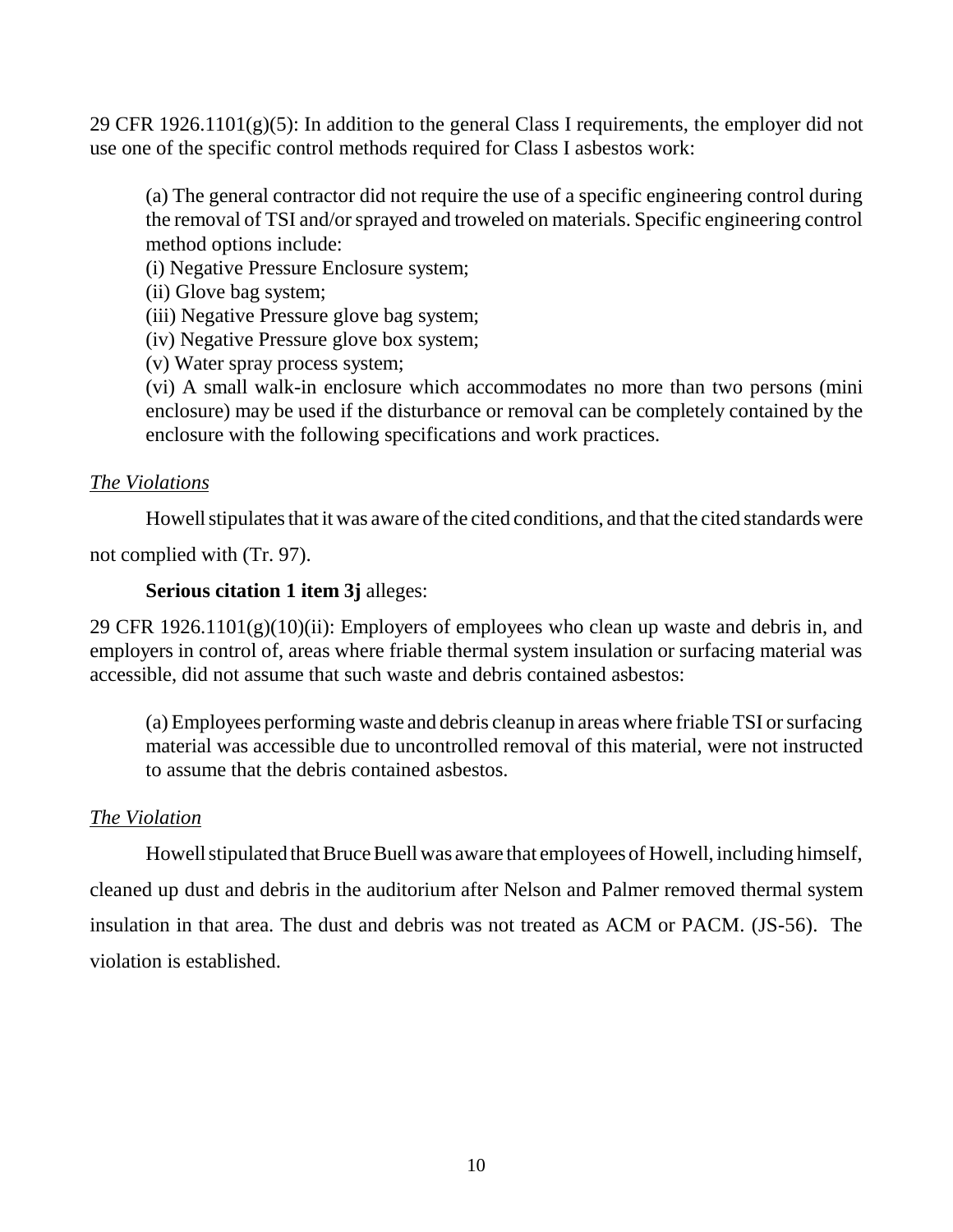29 CFR 1926.1101(g)(5): In addition to the general Class I requirements, the employer did not use one of the specific control methods required for Class I asbestos work:

> (a) The general contractor did not require the use of a specific engineering control during the removal of TSI and/or sprayed and troweled on materials. Specific engineering control method options include:
> (i) Negative Pressure Enclosure system;
> (ii) Glove bag system;
> (iii) Negative Pressure glove bag system;
> (iv) Negative Pressure glove box system;
> (v) Water spray process system;
> (vi) A small walk-in enclosure which accommodates no more than two persons (mini enclosure) may be used if the disturbance or removal can be completely contained by the enclosure with the following specifications and work practices.

*The Violations*

Howell stipulates that it was aware of the cited conditions, and that the cited standards were not complied with (Tr. 97).

**Serious citation 1 item 3j** alleges:

29 CFR 1926.1101(g)(10)(ii): Employers of employees who clean up waste and debris in, and employers in control of, areas where friable thermal system insulation or surfacing material was accessible, did not assume that such waste and debris contained asbestos:

> (a) Employees performing waste and debris cleanup in areas where friable TSI or surfacing material was accessible due to uncontrolled removal of this material, were not instructed to assume that the debris contained asbestos.

*The Violation*

Howell stipulated that Bruce Buell was aware that employees of Howell, including himself, cleaned up dust and debris in the auditorium after Nelson and Palmer removed thermal system insulation in that area. The dust and debris was not treated as ACM or PACM. (JS-56). The violation is established.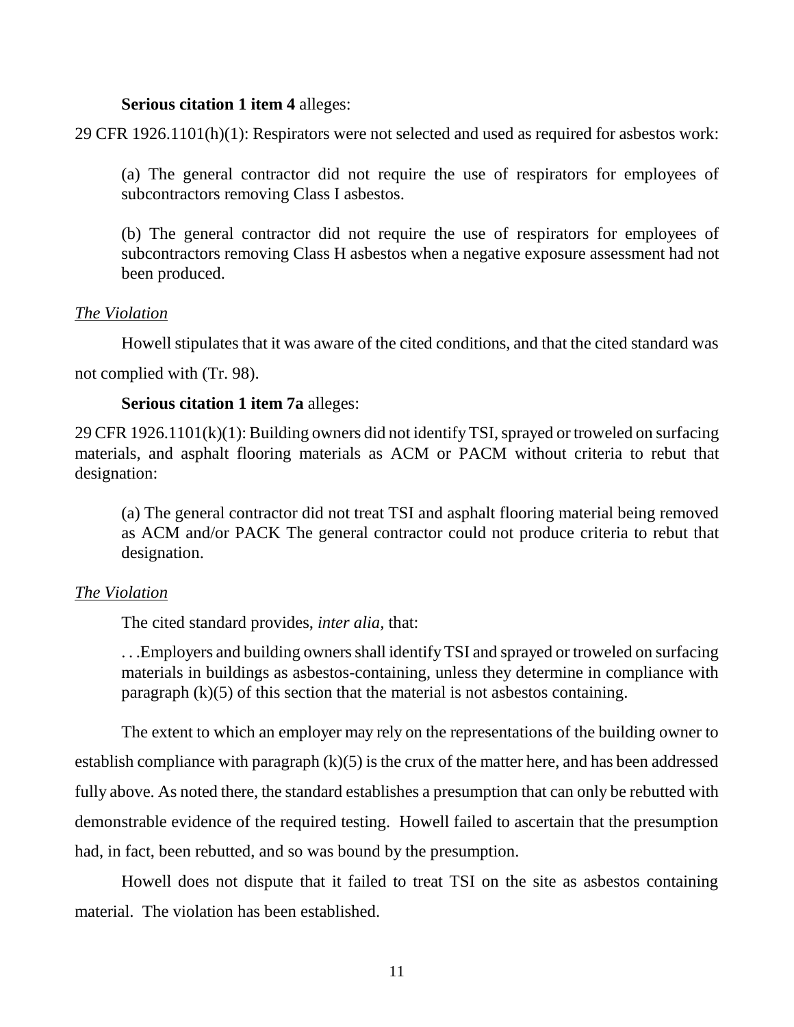**Serious citation 1 item 4** alleges:

29 CFR 1926.1101(h)(1): Respirators were not selected and used as required for asbestos work:

> (a) The general contractor did not require the use of respirators for employees of subcontractors removing Class I asbestos.
>
> (b) The general contractor did not require the use of respirators for employees of subcontractors removing Class H asbestos when a negative exposure assessment had not been produced.

*The Violation*

Howell stipulates that it was aware of the cited conditions, and that the cited standard was not complied with (Tr. 98).

**Serious citation 1 item 7a** alleges:

29 CFR 1926.1101(k)(1): Building owners did not identify TSI, sprayed or troweled on surfacing materials, and asphalt flooring materials as ACM or PACM without criteria to rebut that designation:

> (a) The general contractor did not treat TSI and asphalt flooring material being removed as ACM and/or PACK The general contractor could not produce criteria to rebut that designation.

*The Violation*

The cited standard provides, *inter alia,* that:

> . . .Employers and building owners shall identify TSI and sprayed or troweled on surfacing materials in buildings as asbestos-containing, unless they determine in compliance with paragraph (k)(5) of this section that the material is not asbestos containing.

The extent to which an employer may rely on the representations of the building owner to establish compliance with paragraph (k)(5) is the crux of the matter here, and has been addressed fully above. As noted there, the standard establishes a presumption that can only be rebutted with demonstrable evidence of the required testing. Howell failed to ascertain that the presumption had, in fact, been rebutted, and so was bound by the presumption.

Howell does not dispute that it failed to treat TSI on the site as asbestos containing material. The violation has been established.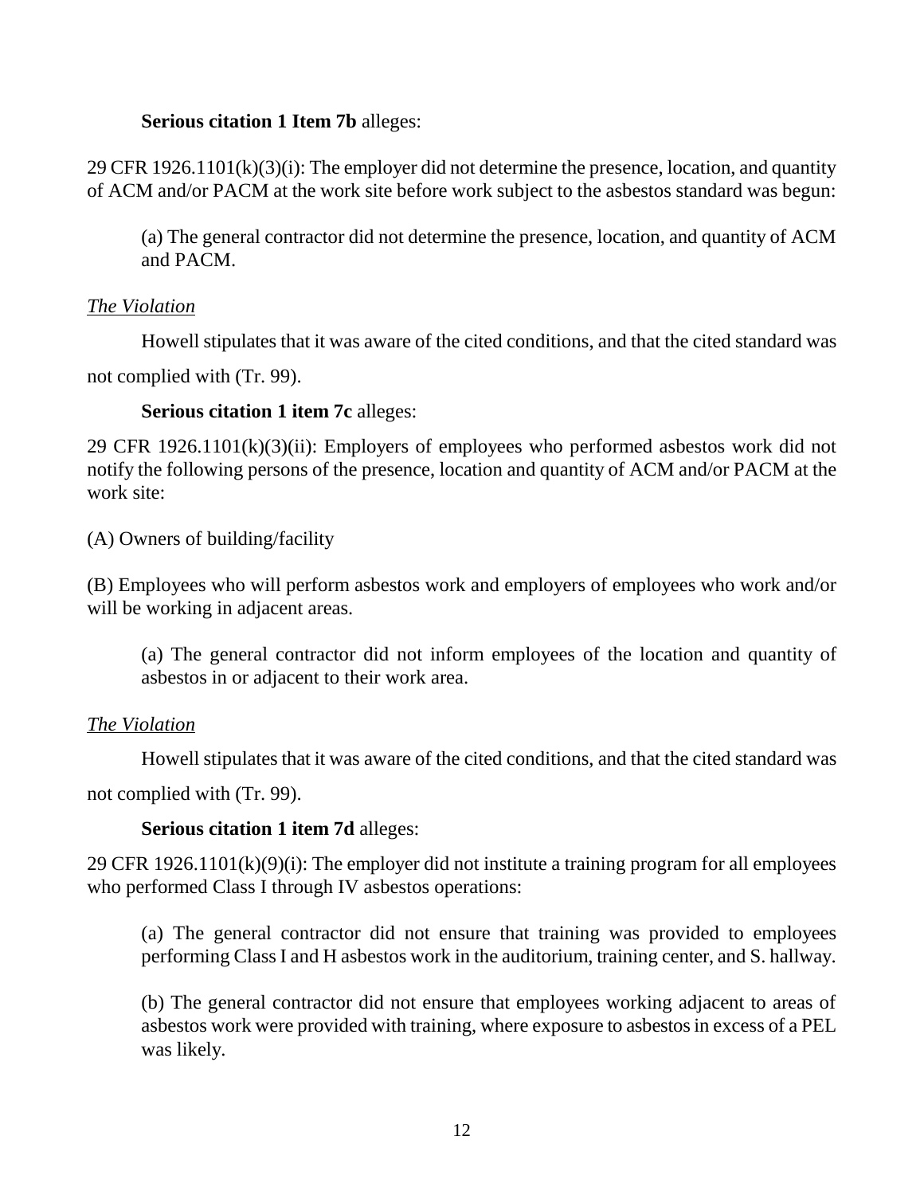**Serious citation 1 Item 7b** alleges:

29 CFR 1926.1101(k)(3)(i): The employer did not determine the presence, location, and quantity of ACM and/or PACM at the work site before work subject to the asbestos standard was begun:

> (a) The general contractor did not determine the presence, location, and quantity of ACM and PACM.

*The Violation*

Howell stipulates that it was aware of the cited conditions, and that the cited standard was not complied with (Tr. 99).

**Serious citation 1 item 7c** alleges:

29 CFR 1926.1101(k)(3)(ii): Employers of employees who performed asbestos work did not notify the following persons of the presence, location and quantity of ACM and/or PACM at the work site:

(A) Owners of building/facility

(B) Employees who will perform asbestos work and employers of employees who work and/or will be working in adjacent areas.

> (a) The general contractor did not inform employees of the location and quantity of asbestos in or adjacent to their work area.

*The Violation*

Howell stipulates that it was aware of the cited conditions, and that the cited standard was not complied with (Tr. 99).

**Serious citation 1 item 7d** alleges:

29 CFR 1926.1101(k)(9)(i): The employer did not institute a training program for all employees who performed Class I through IV asbestos operations:

> (a) The general contractor did not ensure that training was provided to employees performing Class I and H asbestos work in the auditorium, training center, and S. hallway.
>
> (b) The general contractor did not ensure that employees working adjacent to areas of asbestos work were provided with training, where exposure to asbestos in excess of a PEL was likely.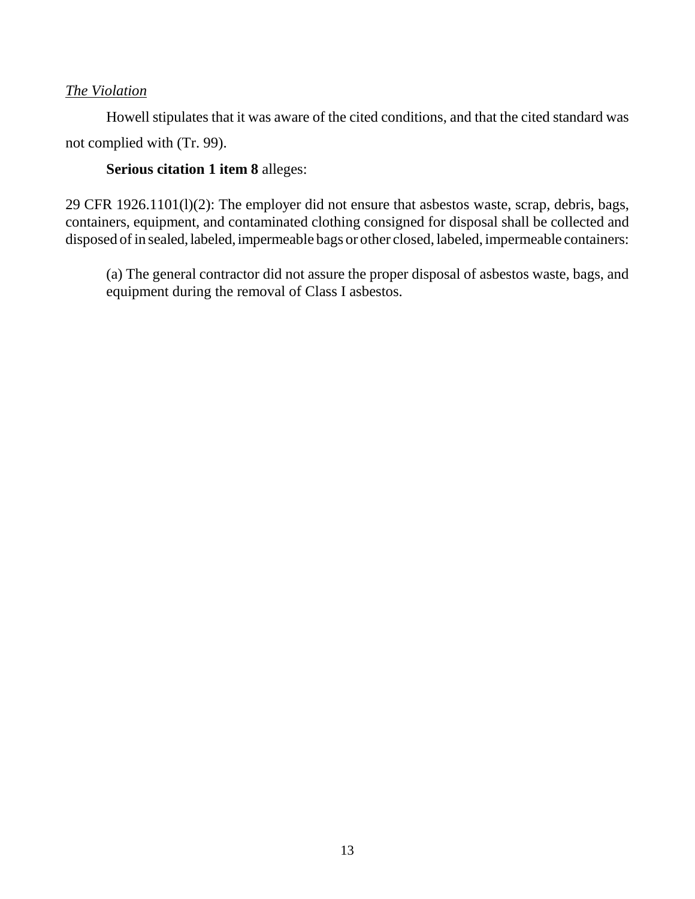*The Violation*

Howell stipulates that it was aware of the cited conditions, and that the cited standard was not complied with (Tr. 99).

**Serious citation 1 item 8** alleges:

29 CFR 1926.1101(l)(2): The employer did not ensure that asbestos waste, scrap, debris, bags, containers, equipment, and contaminated clothing consigned for disposal shall be collected and disposed of in sealed, labeled, impermeable bags or other closed, labeled, impermeable containers:

> (a) The general contractor did not assure the proper disposal of asbestos waste, bags, and equipment during the removal of Class I asbestos.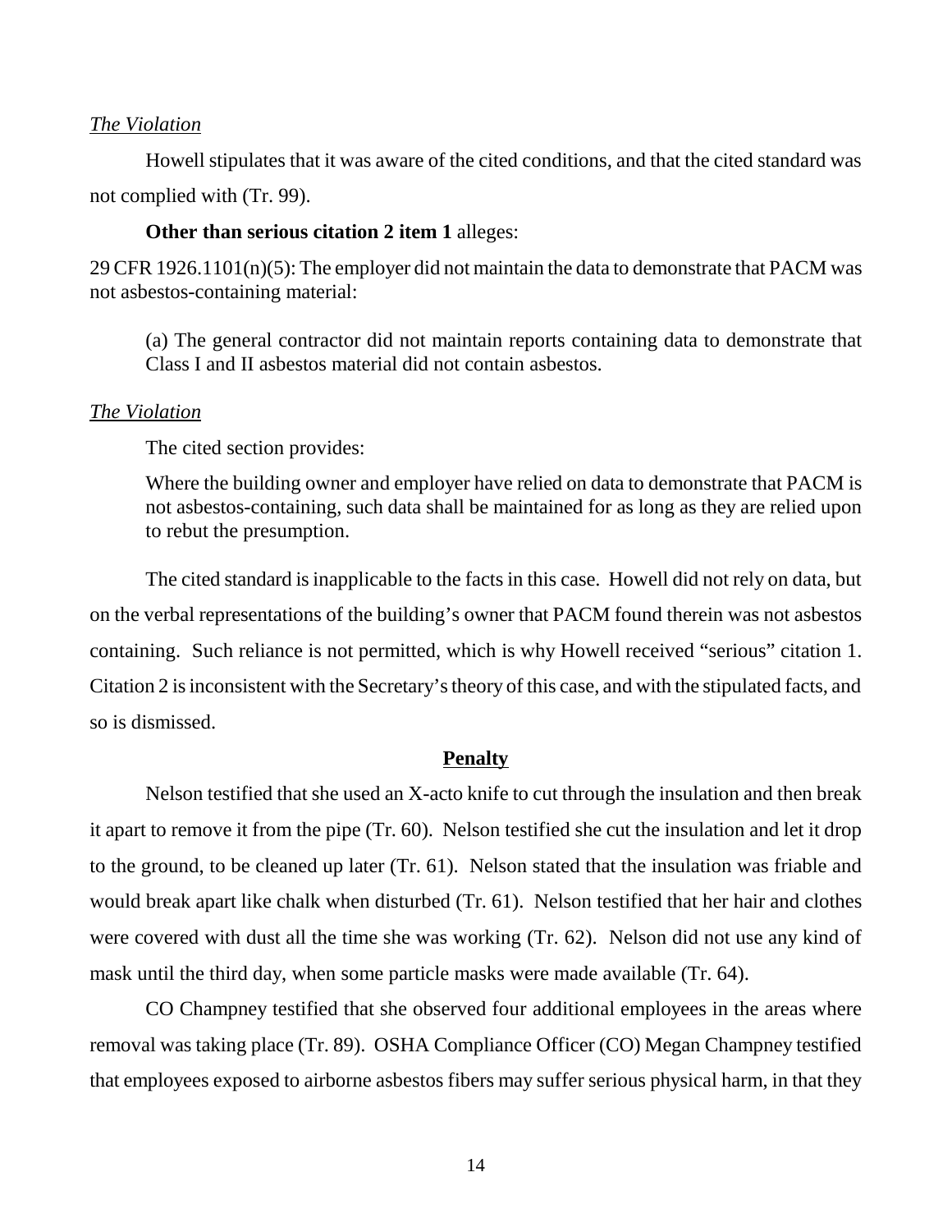*The Violation*

Howell stipulates that it was aware of the cited conditions, and that the cited standard was not complied with (Tr. 99).

**Other than serious citation 2 item 1** alleges:

29 CFR 1926.1101(n)(5): The employer did not maintain the data to demonstrate that PACM was not asbestos-containing material:

> (a) The general contractor did not maintain reports containing data to demonstrate that Class I and II asbestos material did not contain asbestos.

*The Violation*

The cited section provides:

> Where the building owner and employer have relied on data to demonstrate that PACM is not asbestos-containing, such data shall be maintained for as long as they are relied upon to rebut the presumption.

The cited standard is inapplicable to the facts in this case. Howell did not rely on data, but on the verbal representations of the building's owner that PACM found therein was not asbestos containing. Such reliance is not permitted, which is why Howell received "serious" citation 1. Citation 2 is inconsistent with the Secretary's theory of this case, and with the stipulated facts, and so is dismissed.

## Penalty

Nelson testified that she used an X-acto knife to cut through the insulation and then break it apart to remove it from the pipe (Tr. 60). Nelson testified she cut the insulation and let it drop to the ground, to be cleaned up later (Tr. 61). Nelson stated that the insulation was friable and would break apart like chalk when disturbed (Tr. 61). Nelson testified that her hair and clothes were covered with dust all the time she was working (Tr. 62). Nelson did not use any kind of mask until the third day, when some particle masks were made available (Tr. 64).

CO Champney testified that she observed four additional employees in the areas where removal was taking place (Tr. 89). OSHA Compliance Officer (CO) Megan Champney testified that employees exposed to airborne asbestos fibers may suffer serious physical harm, in that they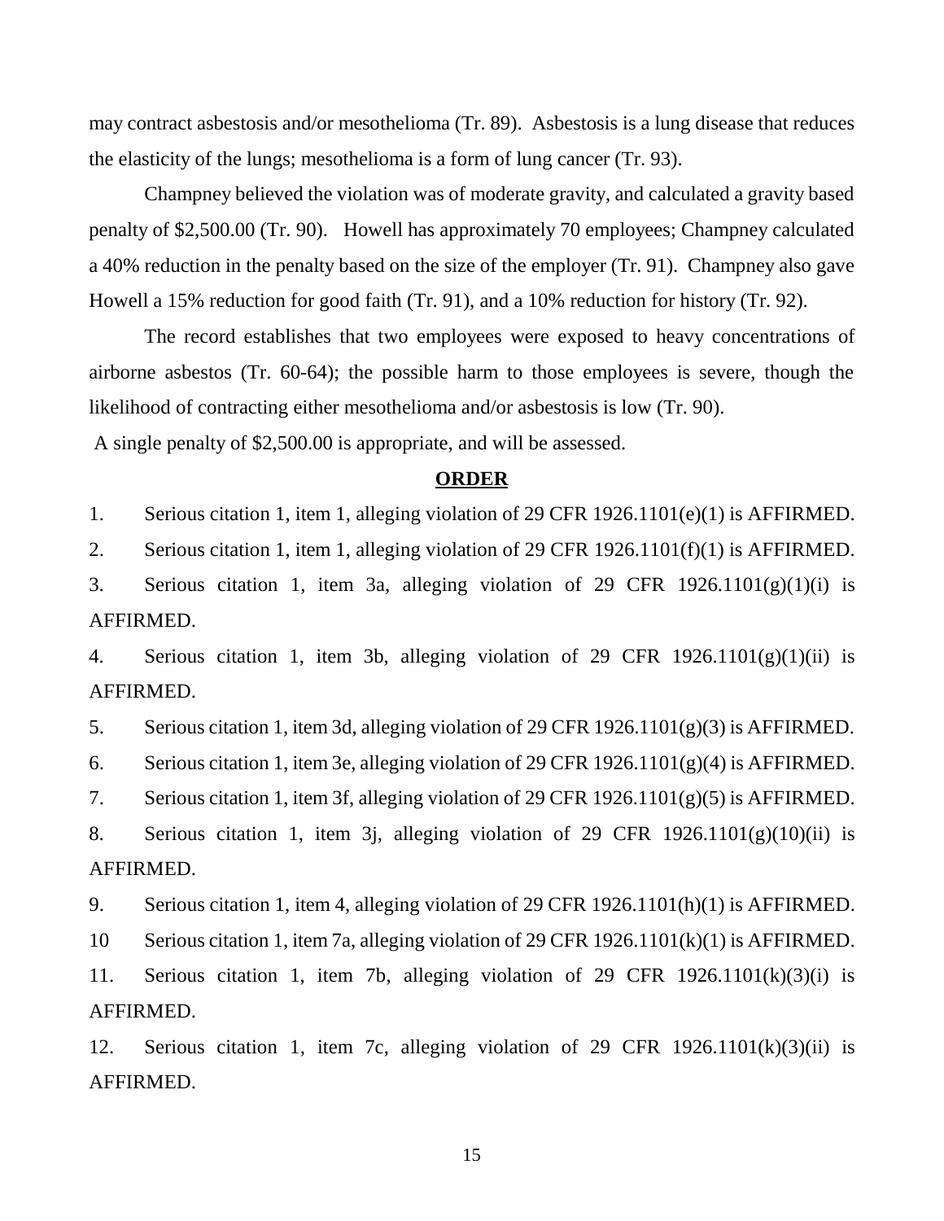may contract asbestosis and/or mesothelioma (Tr. 89). Asbestosis is a lung disease that reduces the elasticity of the lungs; mesothelioma is a form of lung cancer (Tr. 93).

Champney believed the violation was of moderate gravity, and calculated a gravity based penalty of $2,500.00 (Tr. 90). Howell has approximately 70 employees; Champney calculated a 40% reduction in the penalty based on the size of the employer (Tr. 91). Champney also gave Howell a 15% reduction for good faith (Tr. 91), and a 10% reduction for history (Tr. 92).

The record establishes that two employees were exposed to heavy concentrations of airborne asbestos (Tr. 60-64); the possible harm to those employees is severe, though the likelihood of contracting either mesothelioma and/or asbestosis is low (Tr. 90).

A single penalty of $2,500.00 is appropriate, and will be assessed.

**ORDER**

1. Serious citation 1, item 1, alleging violation of 29 CFR 1926.1101(e)(1) is AFFIRMED.

2. Serious citation 1, item 1, alleging violation of 29 CFR 1926.1101(f)(1) is AFFIRMED.

3. Serious citation 1, item 3a, alleging violation of 29 CFR 1926.1101(g)(1)(i) is AFFIRMED.

4. Serious citation 1, item 3b, alleging violation of 29 CFR 1926.1101(g)(1)(ii) is AFFIRMED.

5. Serious citation 1, item 3d, alleging violation of 29 CFR 1926.1101(g)(3) is AFFIRMED.

6. Serious citation 1, item 3e, alleging violation of 29 CFR 1926.1101(g)(4) is AFFIRMED.

7. Serious citation 1, item 3f, alleging violation of 29 CFR 1926.1101(g)(5) is AFFIRMED.

8. Serious citation 1, item 3j, alleging violation of 29 CFR 1926.1101(g)(10)(ii) is AFFIRMED.

9. Serious citation 1, item 4, alleging violation of 29 CFR 1926.1101(h)(1) is AFFIRMED.

10 Serious citation 1, item 7a, alleging violation of 29 CFR 1926.1101(k)(1) is AFFIRMED.

11. Serious citation 1, item 7b, alleging violation of 29 CFR 1926.1101(k)(3)(i) is AFFIRMED.

12. Serious citation 1, item 7c, alleging violation of 29 CFR 1926.1101(k)(3)(ii) is AFFIRMED.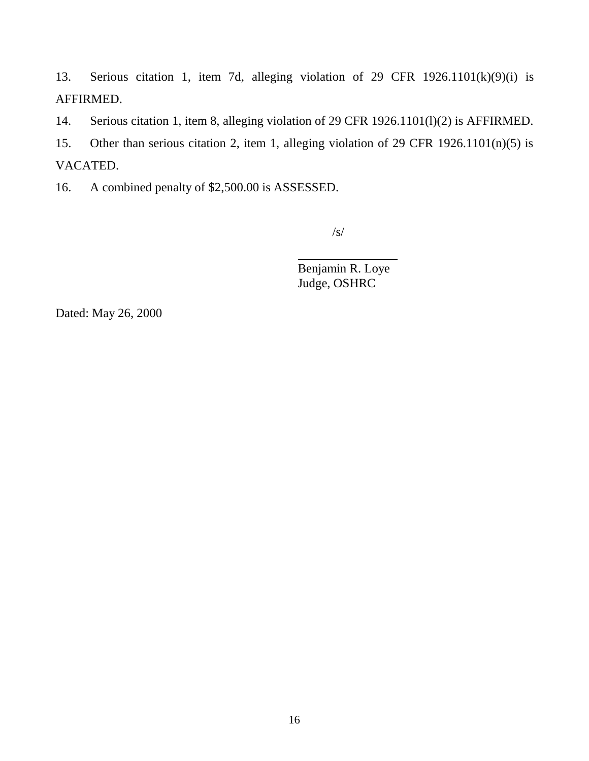13. Serious citation 1, item 7d, alleging violation of 29 CFR 1926.1101(k)(9)(i) is AFFIRMED.

14. Serious citation 1, item 8, alleging violation of 29 CFR 1926.1101(l)(2) is AFFIRMED.

15. Other than serious citation 2, item 1, alleging violation of 29 CFR 1926.1101(n)(5) is VACATED.

16. A combined penalty of $2,500.00 is ASSESSED.

/s/

Benjamin R. Loye
Judge, OSHRC

Dated: May 26, 2000